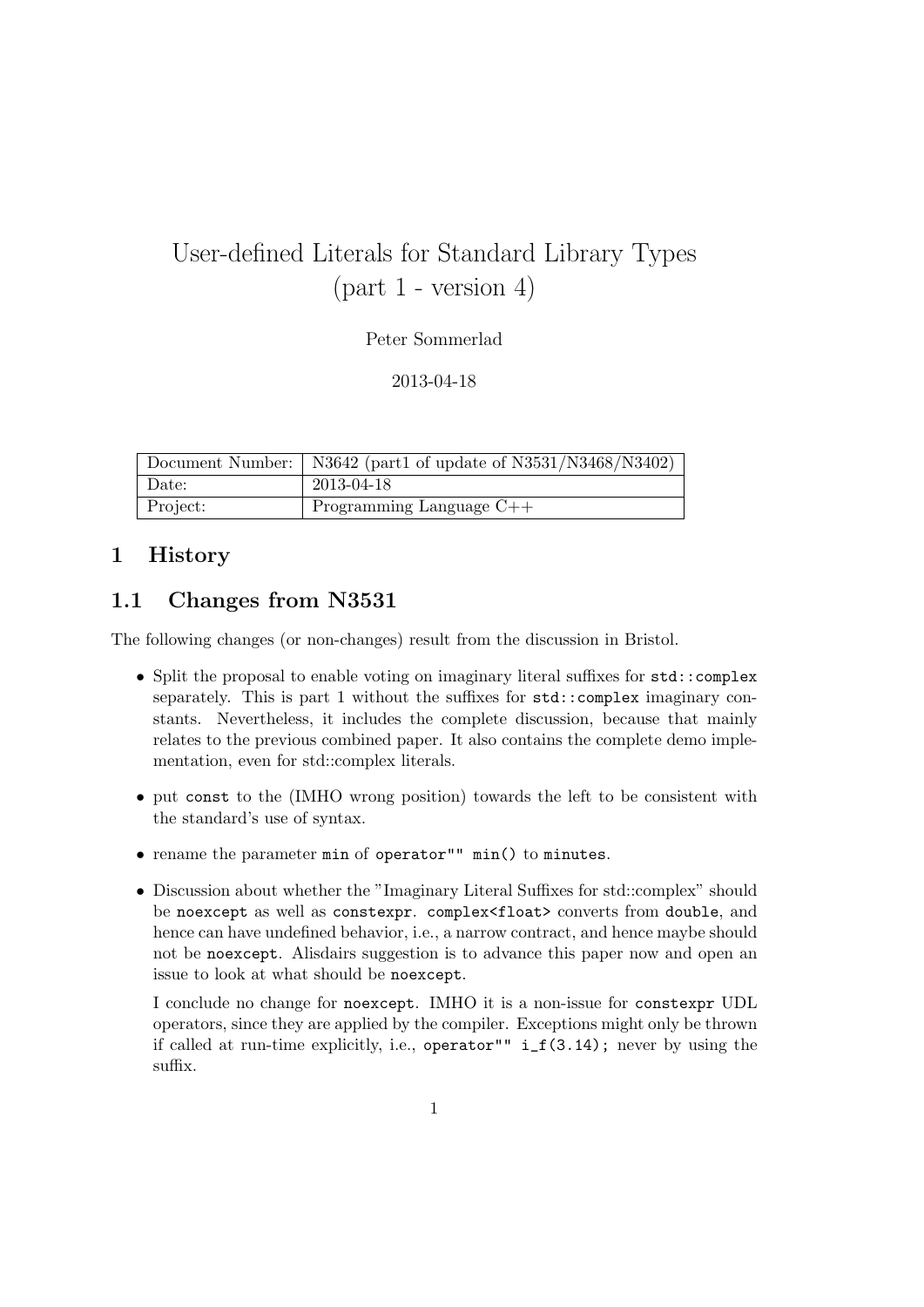# User-defined Literals for Standard Library Types (part 1 - version 4)

Peter Sommerlad

2013-04-18

| Document Number: | N3642 (part1 of update of N3531/N3468/N3402) |
|---|---|
| Date: | 2013-04-18 |
| Project: | Programming Language C++ |

## 1 History

### 1.1 Changes from N3531

The following changes (or non-changes) result from the discussion in Bristol.

- Split the proposal to enable voting on imaginary literal suffixes for `std::complex` separately. This is part 1 without the suffixes for `std::complex` imaginary constants. Nevertheless, it includes the complete discussion, because that mainly relates to the previous combined paper. It also contains the complete demo implementation, even for std::complex literals.

- put `const` to the (IMHO wrong position) towards the left to be consistent with the standard's use of syntax.

- rename the parameter `min` of `operator"" min()` to `minutes`.

- Discussion about whether the "Imaginary Literal Suffixes for std::complex" should be `noexcept` as well as `constexpr`. `complex<float>` converts from `double`, and hence can have undefined behavior, i.e., a narrow contract, and hence maybe should not be `noexcept`. Alisdairs suggestion is to advance this paper now and open an issue to look at what should be `noexcept`.

  I conclude no change for `noexcept`. IMHO it is a non-issue for `constexpr` UDL operators, since they are applied by the compiler. Exceptions might only be thrown if called at run-time explicitly, i.e., `operator"" i_f(3.14);` never by using the suffix.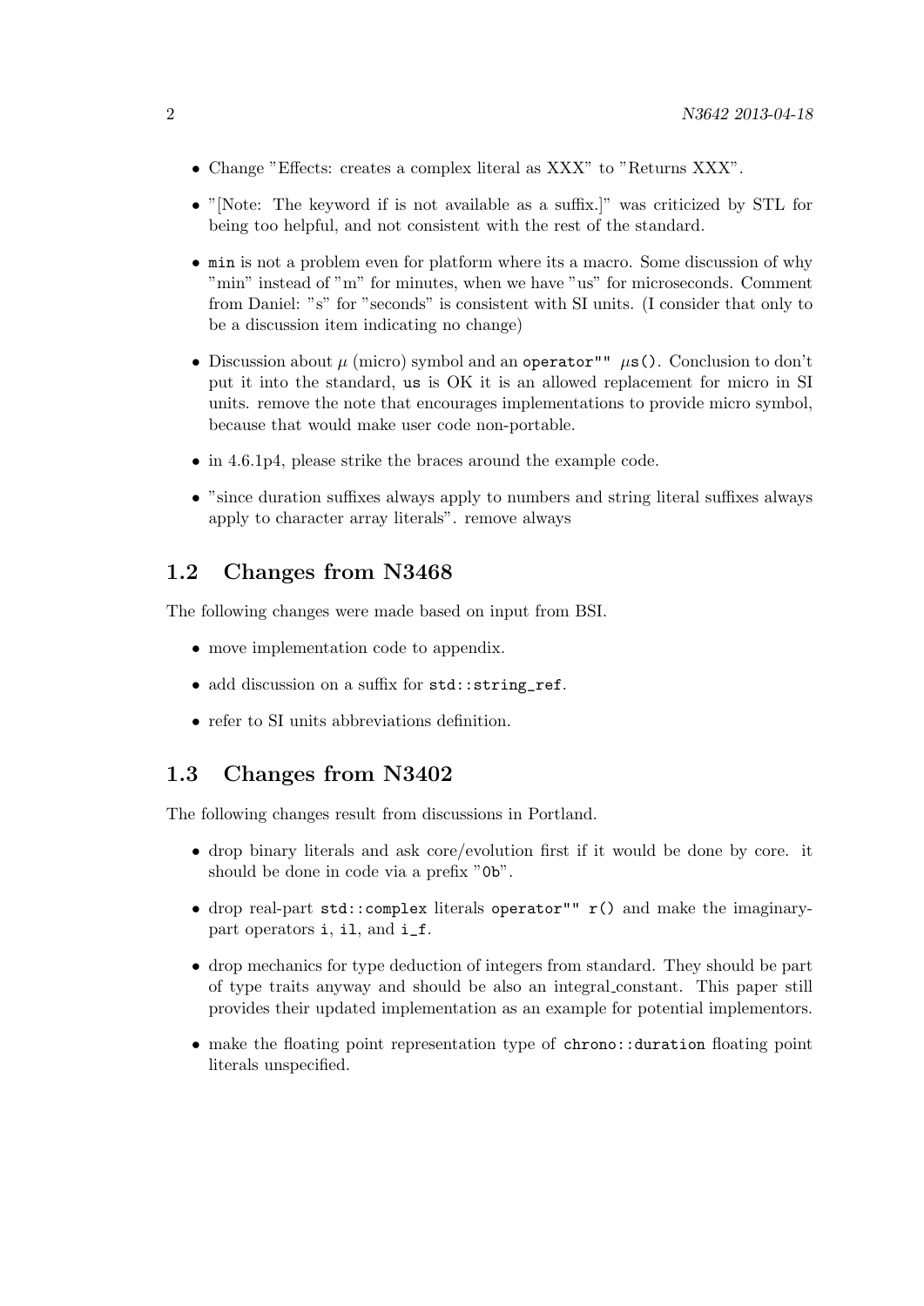- Change "Effects: creates a complex literal as XXX" to "Returns XXX".
- "[Note: The keyword if is not available as a suffix.]" was criticized by STL for being too helpful, and not consistent with the rest of the standard.
- `min` is not a problem even for platform where its a macro. Some discussion of why "min" instead of "m" for minutes, when we have "us" for microseconds. Comment from Daniel: "s" for "seconds" is consistent with SI units. (I consider that only to be a discussion item indicating no change)
- Discussion about $\mu$ (micro) symbol and an `operator"" μs()`. Conclusion to don't put it into the standard, `us` is OK it is an allowed replacement for micro in SI units. remove the note that encourages implementations to provide micro symbol, because that would make user code non-portable.
- in 4.6.1p4, please strike the braces around the example code.
- "since duration suffixes always apply to numbers and string literal suffixes always apply to character array literals". remove always

## 1.2 Changes from N3468

The following changes were made based on input from BSI.

- move implementation code to appendix.
- add discussion on a suffix for `std::string_ref`.
- refer to SI units abbreviations definition.

## 1.3 Changes from N3402

The following changes result from discussions in Portland.

- drop binary literals and ask core/evolution first if it would be done by core. it should be done in code via a prefix "`0b`".
- drop real-part `std::complex` literals `operator"" r()` and make the imaginary-part operators `i`, `il`, and `i_f`.
- drop mechanics for type deduction of integers from standard. They should be part of type traits anyway and should be also an integral_constant. This paper still provides their updated implementation as an example for potential implementors.
- make the floating point representation type of `chrono::duration` floating point literals unspecified.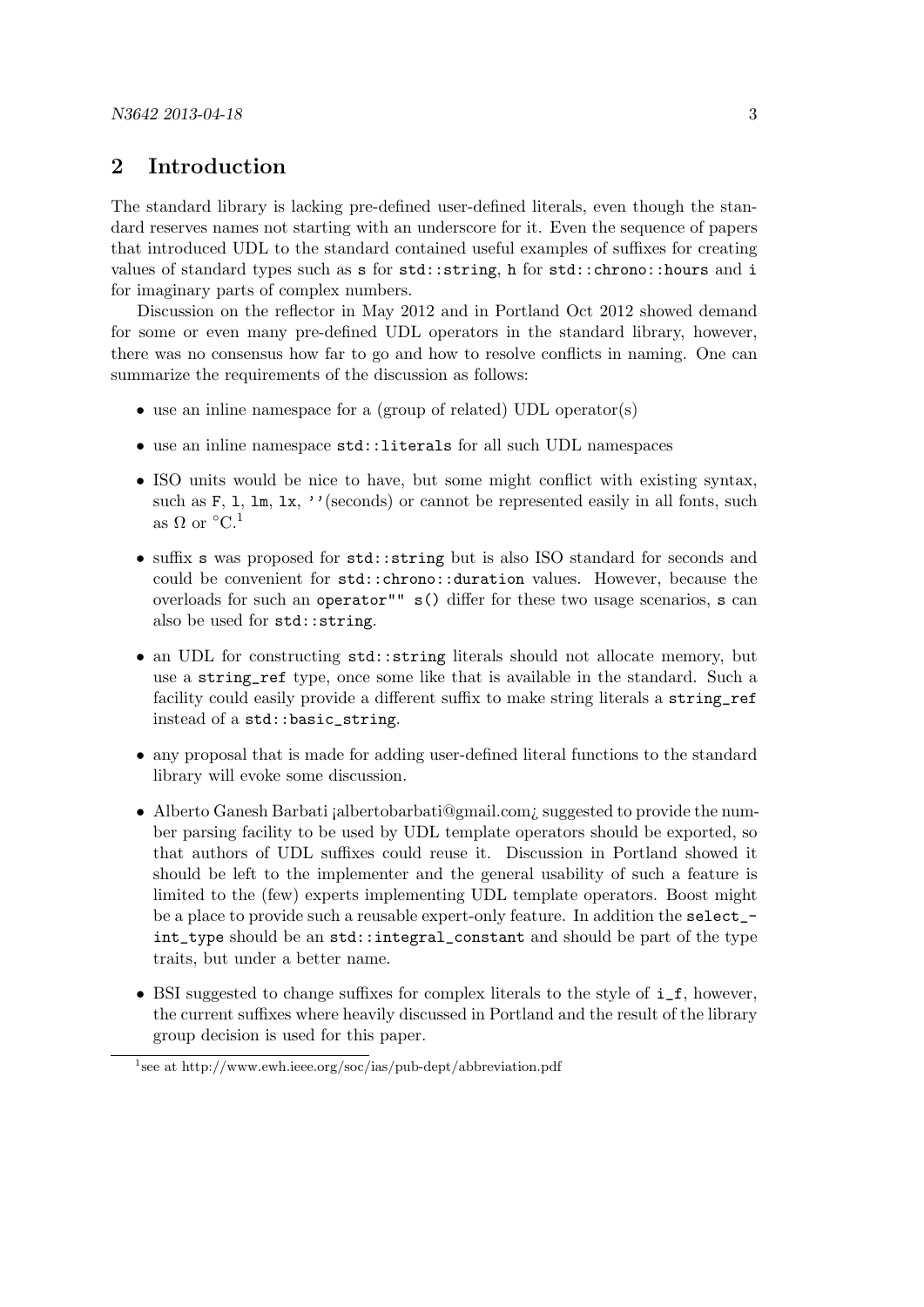## 2 Introduction

The standard library is lacking pre-defined user-defined literals, even though the standard reserves names not starting with an underscore for it. Even the sequence of papers that introduced UDL to the standard contained useful examples of suffixes for creating values of standard types such as `s` for `std::string`, `h` for `std::chrono::hours` and `i` for imaginary parts of complex numbers.

Discussion on the reflector in May 2012 and in Portland Oct 2012 showed demand for some or even many pre-defined UDL operators in the standard library, however, there was no consensus how far to go and how to resolve conflicts in naming. One can summarize the requirements of the discussion as follows:

- use an inline namespace for a (group of related) UDL operator(s)
- use an inline namespace `std::literals` for all such UDL namespaces
- ISO units would be nice to have, but some might conflict with existing syntax, such as `F`, `l`, `lm`, `lx`, `''`(seconds) or cannot be represented easily in all fonts, such as Ω or °C.[1]
- suffix `s` was proposed for `std::string` but is also ISO standard for seconds and could be convenient for `std::chrono::duration` values. However, because the overloads for such an `operator"" s()` differ for these two usage scenarios, `s` can also be used for `std::string`.
- an UDL for constructing `std::string` literals should not allocate memory, but use a `string_ref` type, once some like that is available in the standard. Such a facility could easily provide a different suffix to make string literals a `string_ref` instead of a `std::basic_string`.
- any proposal that is made for adding user-defined literal functions to the standard library will evoke some discussion.
- Alberto Ganesh Barbati ¡albertobarbati@gmail.com¿ suggested to provide the number parsing facility to be used by UDL template operators should be exported, so that authors of UDL suffixes could reuse it. Discussion in Portland showed it should be left to the implementer and the general usability of such a feature is limited to the (few) experts implementing UDL template operators. Boost might be a place to provide such a reusable expert-only feature. In addition the `select_int_type` should be an `std::integral_constant` and should be part of the type traits, but under a better name.
- BSI suggested to change suffixes for complex literals to the style of `i_f`, however, the current suffixes where heavily discussed in Portland and the result of the library group decision is used for this paper.

[1] see at http://www.ewh.ieee.org/soc/ias/pub-dept/abbreviation.pdf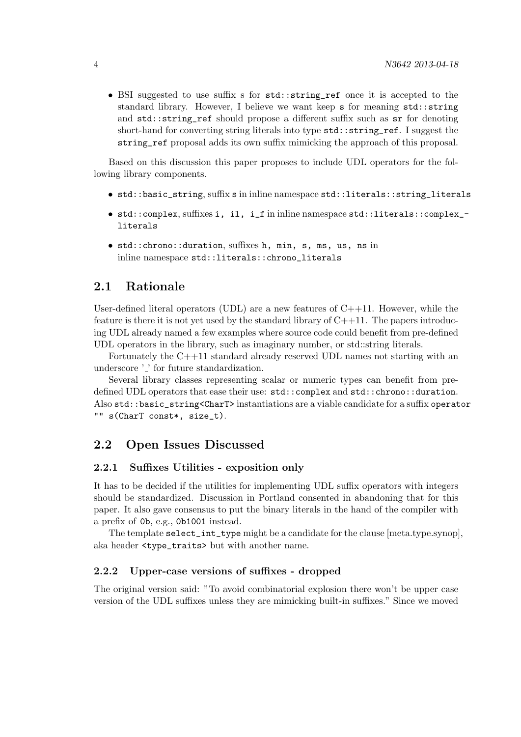- BSI suggested to use suffix s for `std::string_ref` once it is accepted to the standard library. However, I believe we want keep `s` for meaning `std::string` and `std::string_ref` should propose a different suffix such as `sr` for denoting short-hand for converting string literals into type `std::string_ref`. I suggest the `string_ref` proposal adds its own suffix mimicking the approach of this proposal.

Based on this discussion this paper proposes to include UDL operators for the following library components.

- `std::basic_string`, suffix `s` in inline namespace `std::literals::string_literals`
- `std::complex`, suffixes `i, il, i_f` in inline namespace `std::literals::complex_literals`
- `std::chrono::duration`, suffixes `h, min, s, ms, us, ns` in inline namespace `std::literals::chrono_literals`

## 2.1 Rationale

User-defined literal operators (UDL) are a new features of C++11. However, while the feature is there it is not yet used by the standard library of C++11. The papers introducing UDL already named a few examples where source code could benefit from pre-defined UDL operators in the library, such as imaginary number, or std::string literals.

Fortunately the C++11 standard already reserved UDL names not starting with an underscore '_' for future standardization.

Several library classes representing scalar or numeric types can benefit from predefined UDL operators that ease their use: `std::complex` and `std::chrono::duration`. Also `std::basic_string<CharT>` instantiations are a viable candidate for a suffix `operator "" s(CharT const*, size_t)`.

## 2.2 Open Issues Discussed

### 2.2.1 Suffixes Utilities - exposition only

It has to be decided if the utilities for implementing UDL suffix operators with integers should be standardized. Discussion in Portland consented in abandoning that for this paper. It also gave consensus to put the binary literals in the hand of the compiler with a prefix of `0b`, e.g., `0b1001` instead.

The template `select_int_type` might be a candidate for the clause [meta.type.synop], aka header `<type_traits>` but with another name.

### 2.2.2 Upper-case versions of suffixes - dropped

The original version said: "To avoid combinatorial explosion there won't be upper case version of the UDL suffixes unless they are mimicking built-in suffixes." Since we moved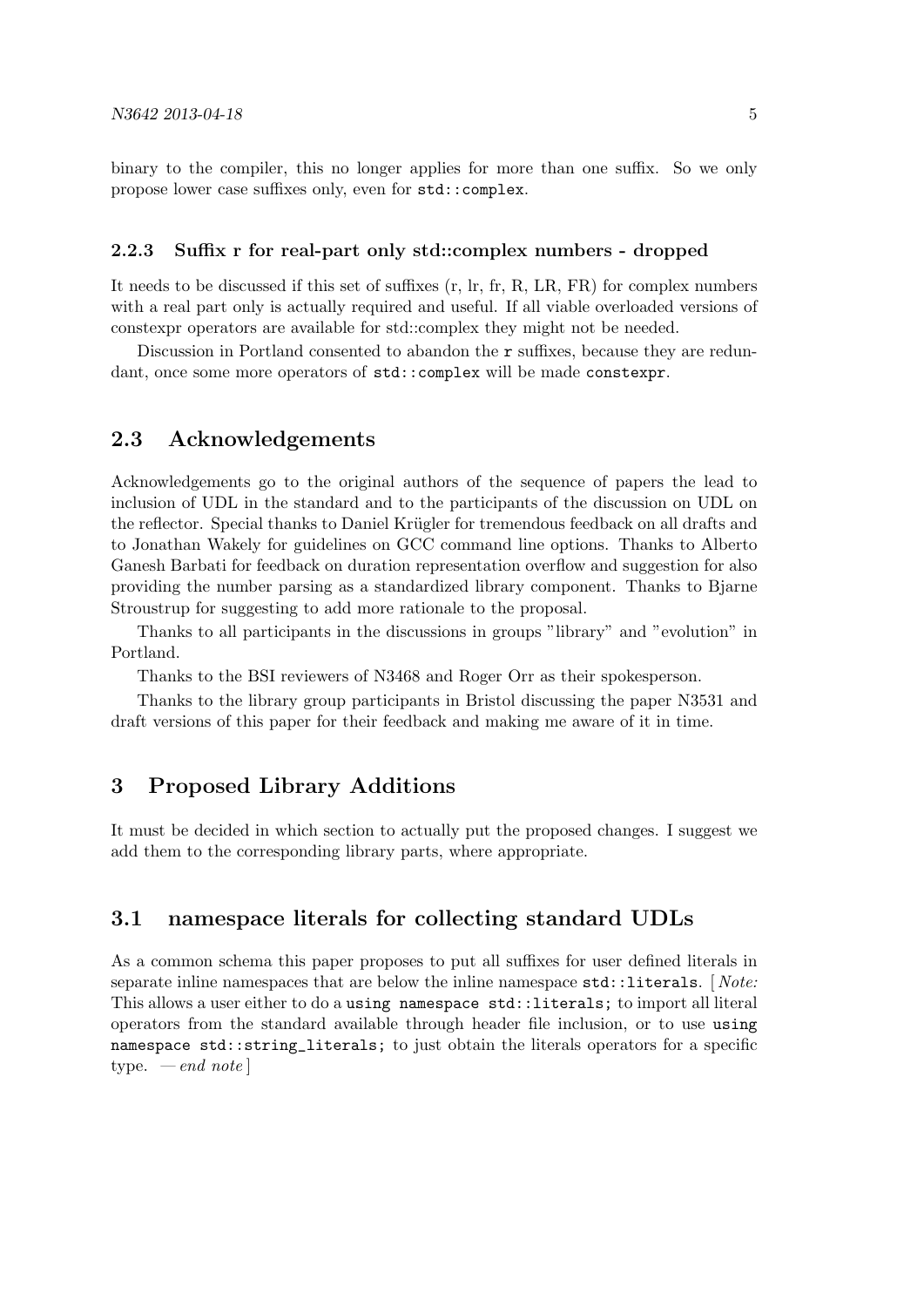binary to the compiler, this no longer applies for more than one suffix. So we only propose lower case suffixes only, even for `std::complex`.

### 2.2.3 Suffix r for real-part only std::complex numbers - dropped

It needs to be discussed if this set of suffixes (r, lr, fr, R, LR, FR) for complex numbers with a real part only is actually required and useful. If all viable overloaded versions of constexpr operators are available for std::complex they might not be needed.

Discussion in Portland consented to abandon the `r` suffixes, because they are redundant, once some more operators of `std::complex` will be made `constexpr`.

## 2.3 Acknowledgements

Acknowledgements go to the original authors of the sequence of papers the lead to inclusion of UDL in the standard and to the participants of the discussion on UDL on the reflector. Special thanks to Daniel Krügler for tremendous feedback on all drafts and to Jonathan Wakely for guidelines on GCC command line options. Thanks to Alberto Ganesh Barbati for feedback on duration representation overflow and suggestion for also providing the number parsing as a standardized library component. Thanks to Bjarne Stroustrup for suggesting to add more rationale to the proposal.

Thanks to all participants in the discussions in groups "library" and "evolution" in Portland.

Thanks to the BSI reviewers of N3468 and Roger Orr as their spokesperson.

Thanks to the library group participants in Bristol discussing the paper N3531 and draft versions of this paper for their feedback and making me aware of it in time.

# 3 Proposed Library Additions

It must be decided in which section to actually put the proposed changes. I suggest we add them to the corresponding library parts, where appropriate.

## 3.1 namespace literals for collecting standard UDLs

As a common schema this paper proposes to put all suffixes for user defined literals in separate inline namespaces that are below the inline namespace `std::literals`. [ *Note:* This allows a user either to do a `using namespace std::literals;` to import all literal operators from the standard available through header file inclusion, or to use `using namespace std::string_literals;` to just obtain the literals operators for a specific type. *— end note* ]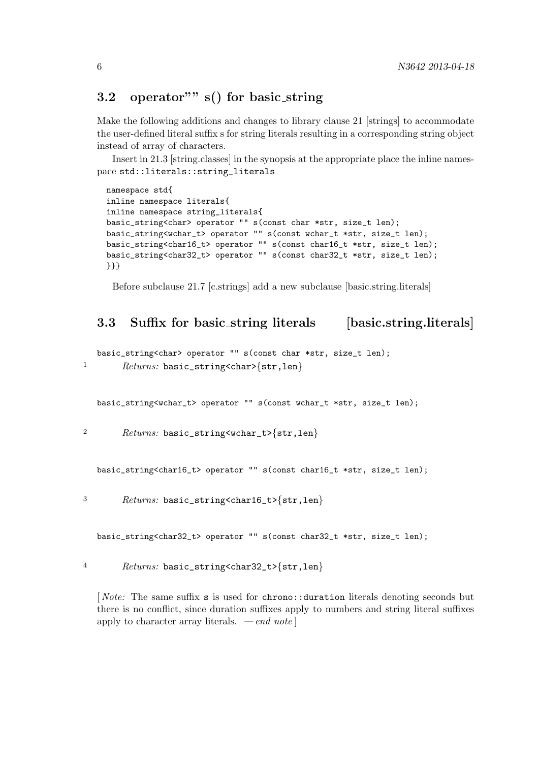## 3.2 operator"" s() for basic_string

Make the following additions and changes to library clause 21 [strings] to accommodate the user-defined literal suffix s for string literals resulting in a corresponding string object instead of array of characters.

Insert in 21.3 [string.classes] in the synopsis at the appropriate place the inline namespace `std::literals::string_literals`

```
namespace std{
inline namespace literals{
inline namespace string_literals{
basic_string<char> operator "" s(const char *str, size_t len);
basic_string<wchar_t> operator "" s(const wchar_t *str, size_t len);
basic_string<char16_t> operator "" s(const char16_t *str, size_t len);
basic_string<char32_t> operator "" s(const char32_t *str, size_t len);
}}}
```

Before subclause 21.7 [c.strings] add a new subclause [basic.string.literals]

## 3.3 Suffix for basic_string literals [basic.string.literals]

```
basic_string<char> operator "" s(const char *str, size_t len);
```

1 *Returns:* `basic_string<char>{str,len}`

```
basic_string<wchar_t> operator "" s(const wchar_t *str, size_t len);
```

2 *Returns:* `basic_string<wchar_t>{str,len}`

```
basic_string<char16_t> operator "" s(const char16_t *str, size_t len);
```

3 *Returns:* `basic_string<char16_t>{str,len}`

```
basic_string<char32_t> operator "" s(const char32_t *str, size_t len);
```

4 *Returns:* `basic_string<char32_t>{str,len}`

[ *Note:* The same suffix `s` is used for `chrono::duration` literals denoting seconds but there is no conflict, since duration suffixes apply to numbers and string literal suffixes apply to character array literals. — *end note* ]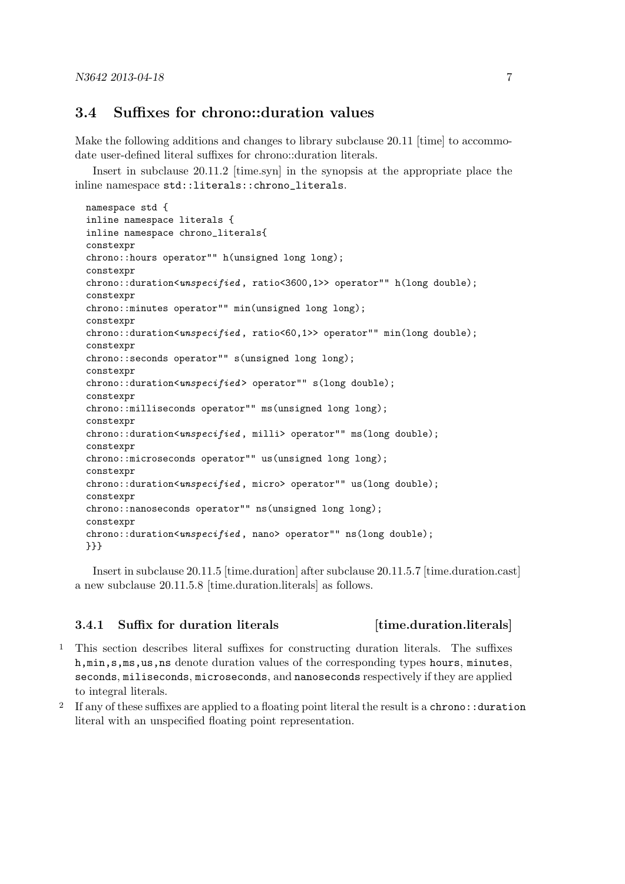## 3.4 Suffixes for chrono::duration values

Make the following additions and changes to library subclause 20.11 [time] to accommodate user-defined literal suffixes for chrono::duration literals.

Insert in subclause 20.11.2 [time.syn] in the synopsis at the appropriate place the inline namespace `std::literals::chrono_literals`.

```
namespace std {
inline namespace literals {
inline namespace chrono_literals{
constexpr
chrono::hours operator"" h(unsigned long long);
constexpr
chrono::duration<unspecified, ratio<3600,1>> operator"" h(long double);
constexpr
chrono::minutes operator"" min(unsigned long long);
constexpr
chrono::duration<unspecified, ratio<60,1>> operator"" min(long double);
constexpr
chrono::seconds operator"" s(unsigned long long);
constexpr
chrono::duration<unspecified> operator"" s(long double);
constexpr
chrono::milliseconds operator"" ms(unsigned long long);
constexpr
chrono::duration<unspecified, milli> operator"" ms(long double);
constexpr
chrono::microseconds operator"" us(unsigned long long);
constexpr
chrono::duration<unspecified, micro> operator"" us(long double);
constexpr
chrono::nanoseconds operator"" ns(unsigned long long);
constexpr
chrono::duration<unspecified, nano> operator"" ns(long double);
}}}
```

Insert in subclause 20.11.5 [time.duration] after subclause 20.11.5.7 [time.duration.cast] a new subclause 20.11.5.8 [time.duration.literals] as follows.

### 3.4.1 Suffix for duration literals [time.duration.literals]

1 This section describes literal suffixes for constructing duration literals. The suffixes `h,min,s,ms,us,ns` denote duration values of the corresponding types `hours`, `minutes`, `seconds`, `miliseconds`, `microseconds`, and `nanoseconds` respectively if they are applied to integral literals.

2 If any of these suffixes are applied to a floating point literal the result is a `chrono::duration` literal with an unspecified floating point representation.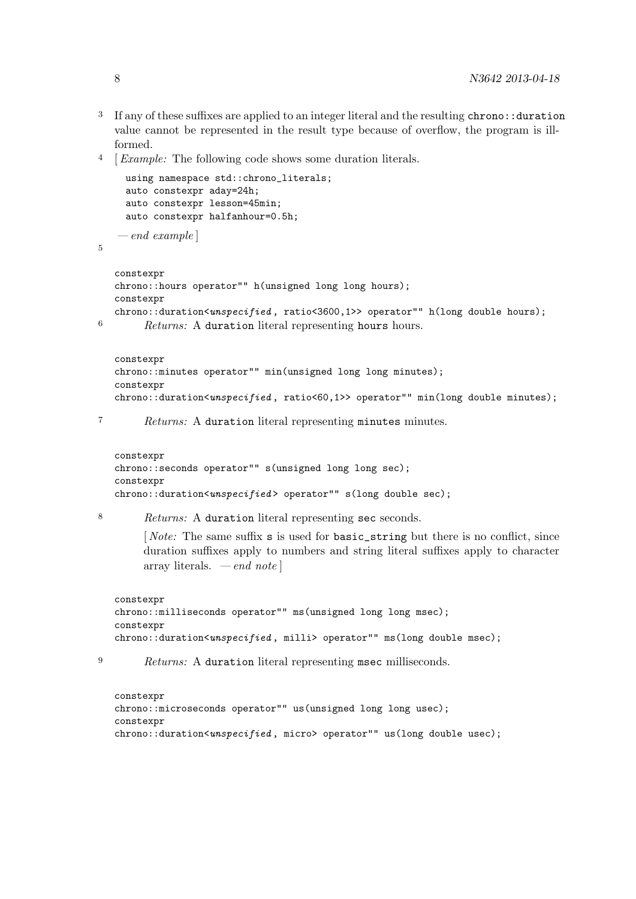3 If any of these suffixes are applied to an integer literal and the resulting `chrono::duration` value cannot be represented in the result type because of overflow, the program is ill-formed.

4 [ *Example:* The following code shows some duration literals.

```
using namespace std::chrono_literals;
auto constexpr aday=24h;
auto constexpr lesson=45min;
auto constexpr halfanhour=0.5h;
```

— *end example* ]

5

```
constexpr
chrono::hours operator"" h(unsigned long long hours);
constexpr
chrono::duration<unspecified, ratio<3600,1>> operator"" h(long double hours);
```

6 *Returns:* A `duration` literal representing `hours` hours.

```
constexpr
chrono::minutes operator"" min(unsigned long long minutes);
constexpr
chrono::duration<unspecified, ratio<60,1>> operator"" min(long double minutes);
```

7 *Returns:* A `duration` literal representing `minutes` minutes.

```
constexpr
chrono::seconds operator"" s(unsigned long long sec);
constexpr
chrono::duration<unspecified> operator"" s(long double sec);
```

8 *Returns:* A `duration` literal representing `sec` seconds.

[ *Note:* The same suffix `s` is used for `basic_string` but there is no conflict, since duration suffixes apply to numbers and string literal suffixes apply to character array literals. — *end note* ]

```
constexpr
chrono::milliseconds operator"" ms(unsigned long long msec);
constexpr
chrono::duration<unspecified, milli> operator"" ms(long double msec);
```

9 *Returns:* A `duration` literal representing `msec` milliseconds.

```
constexpr
chrono::microseconds operator"" us(unsigned long long usec);
constexpr
chrono::duration<unspecified, micro> operator"" us(long double usec);
```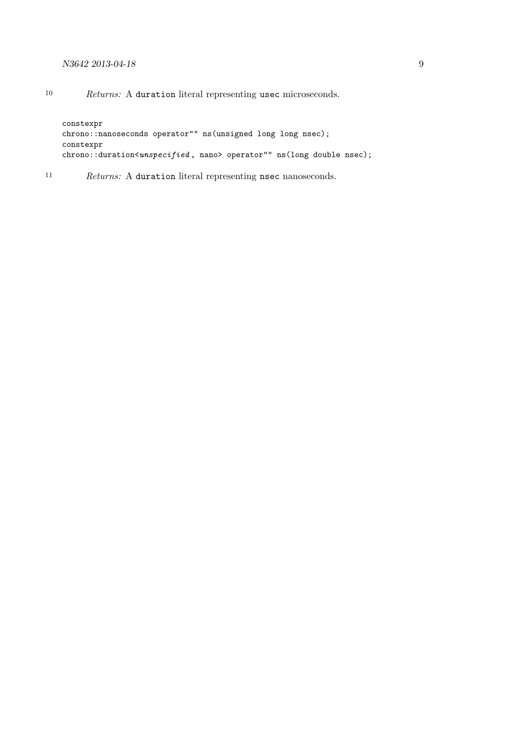10 *Returns:* A `duration` literal representing `usec` microseconds.

```
constexpr
chrono::nanoseconds operator"" ns(unsigned long long nsec);
constexpr
chrono::duration<unspecified, nano> operator"" ns(long double nsec);
```

11 *Returns:* A `duration` literal representing `nsec` nanoseconds.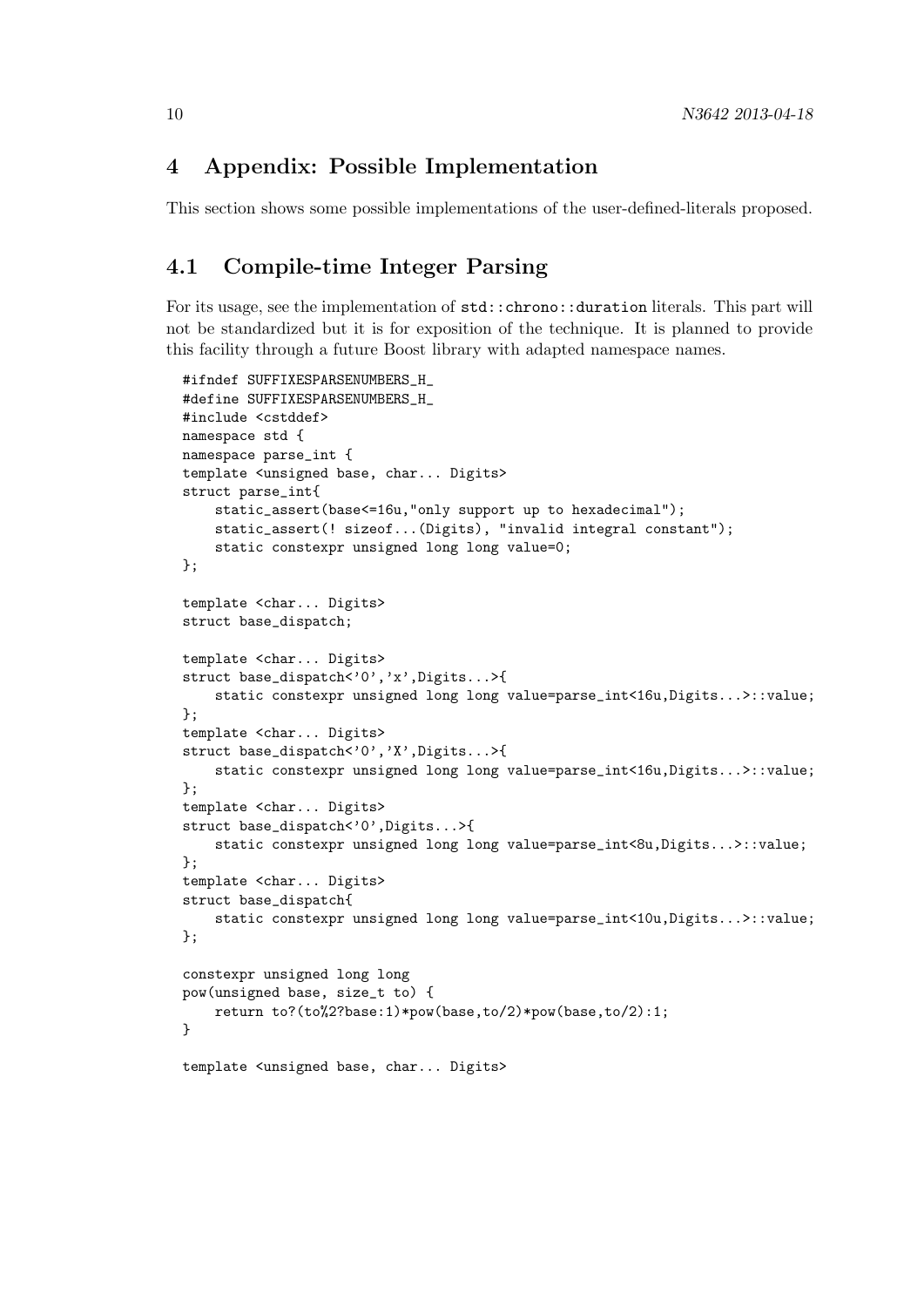## 4 Appendix: Possible Implementation

This section shows some possible implementations of the user-defined-literals proposed.

### 4.1 Compile-time Integer Parsing

For its usage, see the implementation of `std::chrono::duration` literals. This part will not be standardized but it is for exposition of the technique. It is planned to provide this facility through a future Boost library with adapted namespace names.

```
#ifndef SUFFIXESPARSENUMBERS_H_
#define SUFFIXESPARSENUMBERS_H_
#include <cstddef>
namespace std {
namespace parse_int {
template <unsigned base, char... Digits>
struct parse_int{
    static_assert(base<=16u,"only support up to hexadecimal");
    static_assert(! sizeof...(Digits), "invalid integral constant");
    static constexpr unsigned long long value=0;
};

template <char... Digits>
struct base_dispatch;

template <char... Digits>
struct base_dispatch<'0','x',Digits...>{
    static constexpr unsigned long long value=parse_int<16u,Digits...>::value;
};
template <char... Digits>
struct base_dispatch<'0','X',Digits...>{
    static constexpr unsigned long long value=parse_int<16u,Digits...>::value;
};
template <char... Digits>
struct base_dispatch<'0',Digits...>{
    static constexpr unsigned long long value=parse_int<8u,Digits...>::value;
};
template <char... Digits>
struct base_dispatch{
    static constexpr unsigned long long value=parse_int<10u,Digits...>::value;
};

constexpr unsigned long long
pow(unsigned base, size_t to) {
    return to?(to%2?base:1)*pow(base,to/2)*pow(base,to/2):1;
}

template <unsigned base, char... Digits>
```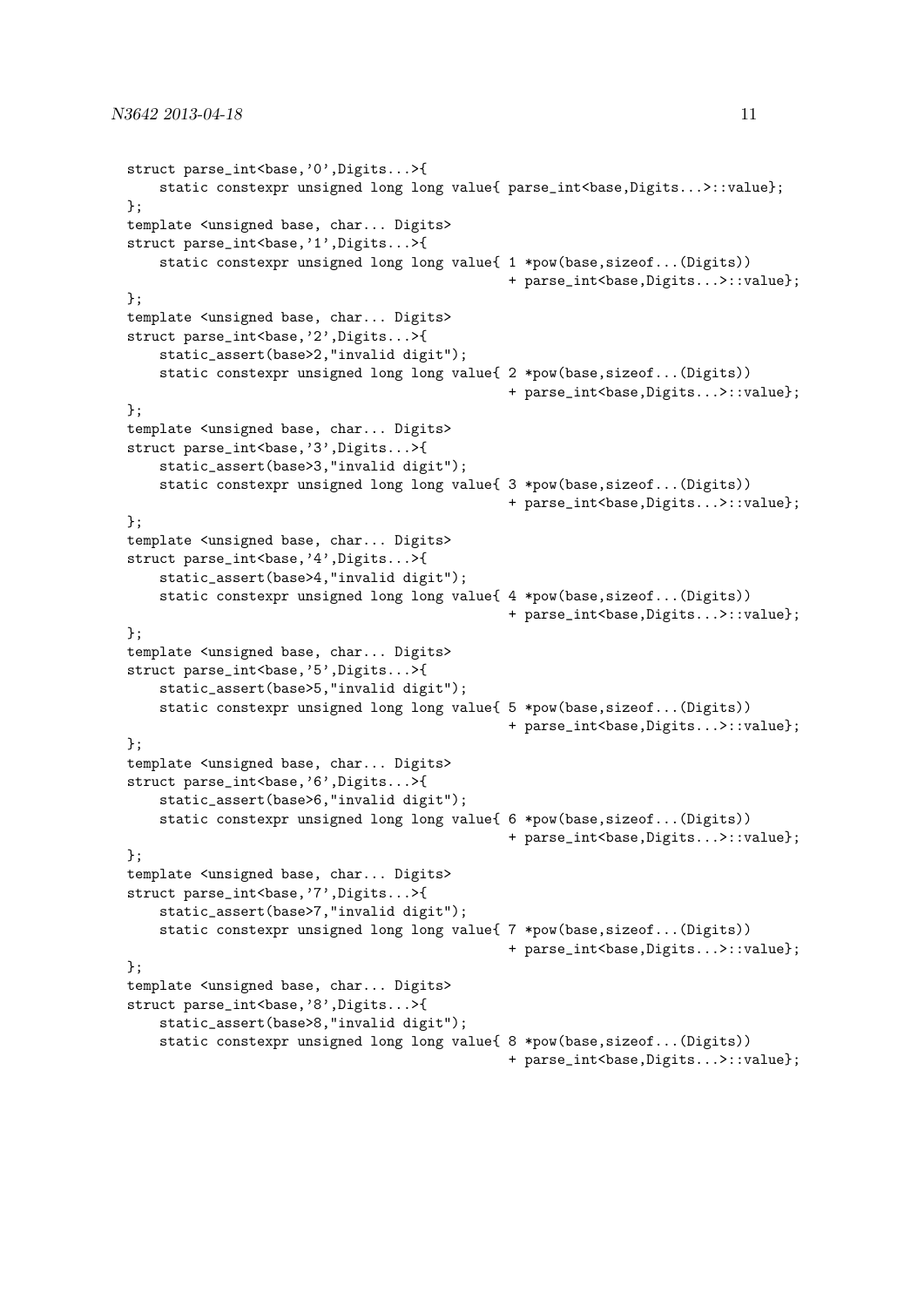```
struct parse_int<base,'0',Digits...>{
    static constexpr unsigned long long value{ parse_int<base,Digits...>::value};
};
template <unsigned base, char... Digits>
struct parse_int<base,'1',Digits...>{
    static constexpr unsigned long long value{ 1 *pow(base,sizeof...(Digits))
                                              + parse_int<base,Digits...>::value};
};
template <unsigned base, char... Digits>
struct parse_int<base,'2',Digits...>{
    static_assert(base>2,"invalid digit");
    static constexpr unsigned long long value{ 2 *pow(base,sizeof...(Digits))
                                              + parse_int<base,Digits...>::value};
};
template <unsigned base, char... Digits>
struct parse_int<base,'3',Digits...>{
    static_assert(base>3,"invalid digit");
    static constexpr unsigned long long value{ 3 *pow(base,sizeof...(Digits))
                                              + parse_int<base,Digits...>::value};
};
template <unsigned base, char... Digits>
struct parse_int<base,'4',Digits...>{
    static_assert(base>4,"invalid digit");
    static constexpr unsigned long long value{ 4 *pow(base,sizeof...(Digits))
                                              + parse_int<base,Digits...>::value};
};
template <unsigned base, char... Digits>
struct parse_int<base,'5',Digits...>{
    static_assert(base>5,"invalid digit");
    static constexpr unsigned long long value{ 5 *pow(base,sizeof...(Digits))
                                              + parse_int<base,Digits...>::value};
};
template <unsigned base, char... Digits>
struct parse_int<base,'6',Digits...>{
    static_assert(base>6,"invalid digit");
    static constexpr unsigned long long value{ 6 *pow(base,sizeof...(Digits))
                                              + parse_int<base,Digits...>::value};
};
template <unsigned base, char... Digits>
struct parse_int<base,'7',Digits...>{
    static_assert(base>7,"invalid digit");
    static constexpr unsigned long long value{ 7 *pow(base,sizeof...(Digits))
                                              + parse_int<base,Digits...>::value};
};
template <unsigned base, char... Digits>
struct parse_int<base,'8',Digits...>{
    static_assert(base>8,"invalid digit");
    static constexpr unsigned long long value{ 8 *pow(base,sizeof...(Digits))
                                              + parse_int<base,Digits...>::value};
```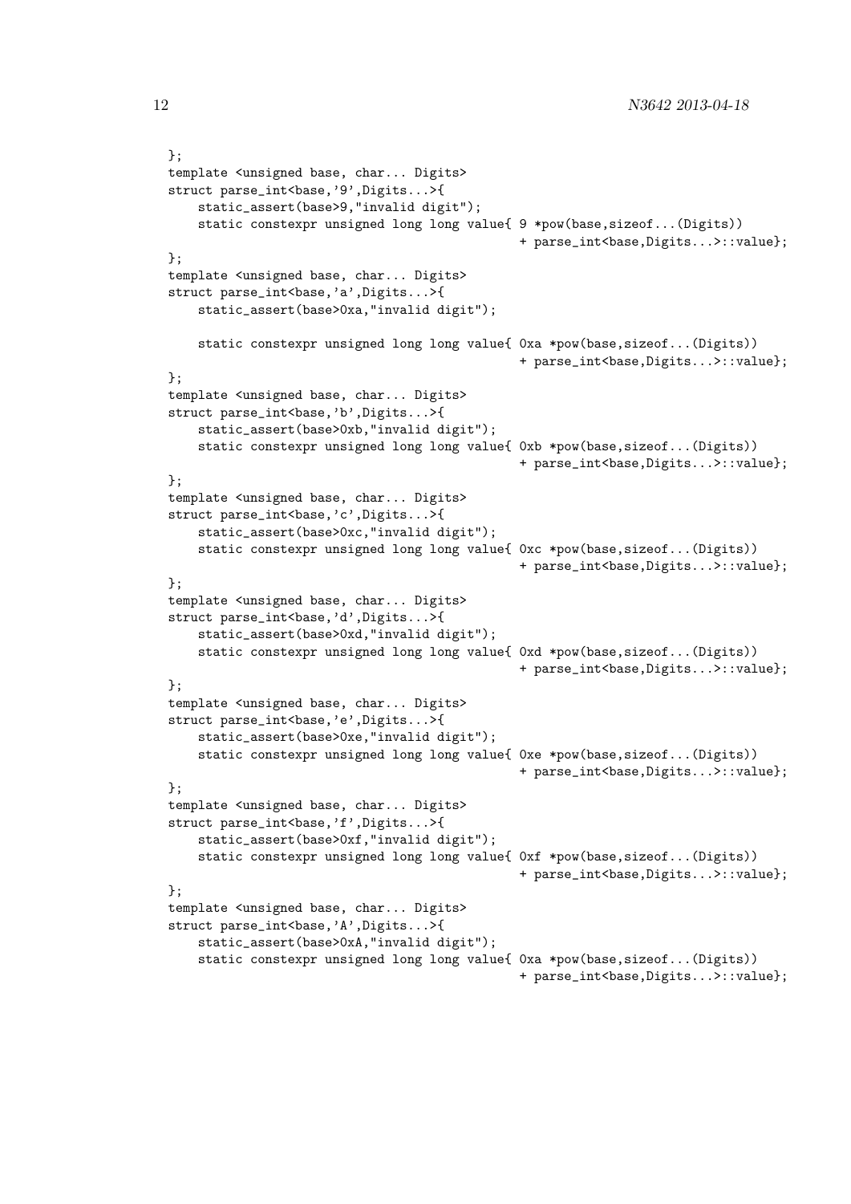```
};
template <unsigned base, char... Digits>
struct parse_int<base,'9',Digits...>{
    static_assert(base>9,"invalid digit");
    static constexpr unsigned long long value{ 9 *pow(base,sizeof...(Digits))
                                              + parse_int<base,Digits...>::value};
};
template <unsigned base, char... Digits>
struct parse_int<base,'a',Digits...>{
    static_assert(base>0xa,"invalid digit");

    static constexpr unsigned long long value{ 0xa *pow(base,sizeof...(Digits))
                                              + parse_int<base,Digits...>::value};
};
template <unsigned base, char... Digits>
struct parse_int<base,'b',Digits...>{
    static_assert(base>0xb,"invalid digit");
    static constexpr unsigned long long value{ 0xb *pow(base,sizeof...(Digits))
                                              + parse_int<base,Digits...>::value};
};
template <unsigned base, char... Digits>
struct parse_int<base,'c',Digits...>{
    static_assert(base>0xc,"invalid digit");
    static constexpr unsigned long long value{ 0xc *pow(base,sizeof...(Digits))
                                              + parse_int<base,Digits...>::value};
};
template <unsigned base, char... Digits>
struct parse_int<base,'d',Digits...>{
    static_assert(base>0xd,"invalid digit");
    static constexpr unsigned long long value{ 0xd *pow(base,sizeof...(Digits))
                                              + parse_int<base,Digits...>::value};
};
template <unsigned base, char... Digits>
struct parse_int<base,'e',Digits...>{
    static_assert(base>0xe,"invalid digit");
    static constexpr unsigned long long value{ 0xe *pow(base,sizeof...(Digits))
                                              + parse_int<base,Digits...>::value};
};
template <unsigned base, char... Digits>
struct parse_int<base,'f',Digits...>{
    static_assert(base>0xf,"invalid digit");
    static constexpr unsigned long long value{ 0xf *pow(base,sizeof...(Digits))
                                              + parse_int<base,Digits...>::value};
};
template <unsigned base, char... Digits>
struct parse_int<base,'A',Digits...>{
    static_assert(base>0xA,"invalid digit");
    static constexpr unsigned long long value{ 0xa *pow(base,sizeof...(Digits))
                                              + parse_int<base,Digits...>::value};
```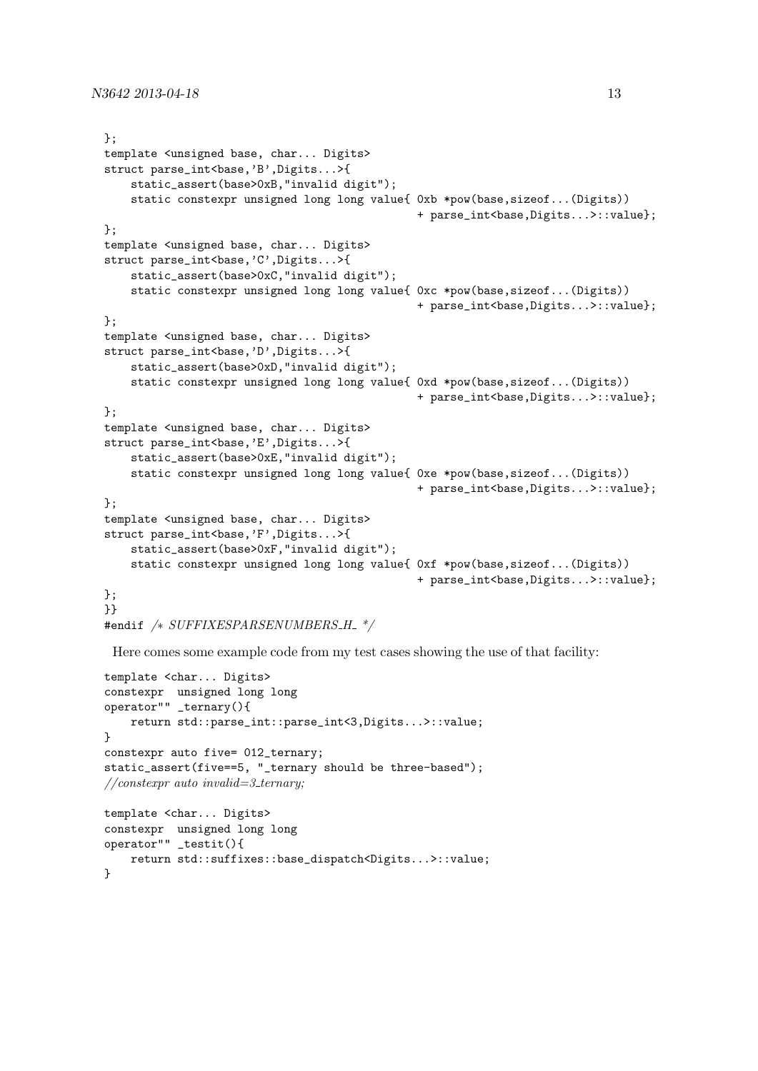```
};
template <unsigned base, char... Digits>
struct parse_int<base,'B',Digits...>{
    static_assert(base>0xB,"invalid digit");
    static constexpr unsigned long long value{ 0xb *pow(base,sizeof...(Digits))
                                              + parse_int<base,Digits...>::value};
};
template <unsigned base, char... Digits>
struct parse_int<base,'C',Digits...>{
    static_assert(base>0xC,"invalid digit");
    static constexpr unsigned long long value{ 0xc *pow(base,sizeof...(Digits))
                                              + parse_int<base,Digits...>::value};
};
template <unsigned base, char... Digits>
struct parse_int<base,'D',Digits...>{
    static_assert(base>0xD,"invalid digit");
    static constexpr unsigned long long value{ 0xd *pow(base,sizeof...(Digits))
                                              + parse_int<base,Digits...>::value};
};
template <unsigned base, char... Digits>
struct parse_int<base,'E',Digits...>{
    static_assert(base>0xE,"invalid digit");
    static constexpr unsigned long long value{ 0xe *pow(base,sizeof...(Digits))
                                              + parse_int<base,Digits...>::value};
};
template <unsigned base, char... Digits>
struct parse_int<base,'F',Digits...>{
    static_assert(base>0xF,"invalid digit");
    static constexpr unsigned long long value{ 0xf *pow(base,sizeof...(Digits))
                                              + parse_int<base,Digits...>::value};
};
}}
#endif /* SUFFIXESPARSENUMBERS_H_ */
```

Here comes some example code from my test cases showing the use of that facility:

```
template <char... Digits>
constexpr  unsigned long long
operator"" _ternary(){
    return std::parse_int::parse_int<3,Digits...>::value;
}
constexpr auto five= 012_ternary;
static_assert(five==5, "_ternary should be three-based");
//constexpr auto invalid=3_ternary;

template <char... Digits>
constexpr  unsigned long long
operator"" _testit(){
    return std::suffixes::base_dispatch<Digits...>::value;
}
```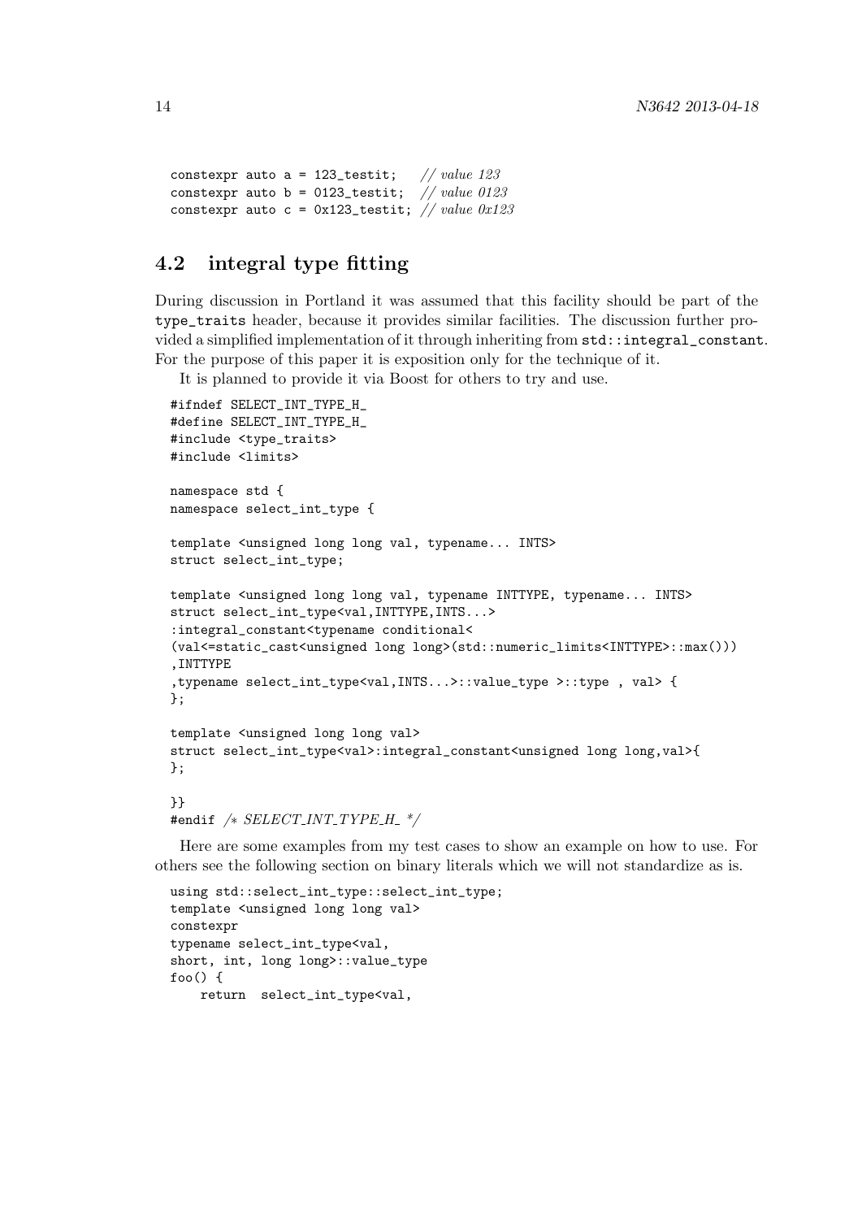```
constexpr auto a = 123_testit;   // value 123
constexpr auto b = 0123_testit;  // value 0123
constexpr auto c = 0x123_testit; // value 0x123
```

## 4.2 integral type fitting

During discussion in Portland it was assumed that this facility should be part of the `type_traits` header, because it provides similar facilities. The discussion further provided a simplified implementation of it through inheriting from `std::integral_constant`. For the purpose of this paper it is exposition only for the technique of it.

It is planned to provide it via Boost for others to try and use.

```
#ifndef SELECT_INT_TYPE_H_
#define SELECT_INT_TYPE_H_
#include <type_traits>
#include <limits>

namespace std {
namespace select_int_type {

template <unsigned long long val, typename... INTS>
struct select_int_type;

template <unsigned long long val, typename INTTYPE, typename... INTS>
struct select_int_type<val,INTTYPE,INTS...>
:integral_constant<typename conditional<
(val<=static_cast<unsigned long long>(std::numeric_limits<INTTYPE>::max()))
,INTTYPE
,typename select_int_type<val,INTS...>::value_type >::type , val> {
};

template <unsigned long long val>
struct select_int_type<val>:integral_constant<unsigned long long,val>{
};

}}
#endif /* SELECT_INT_TYPE_H_ */
```

Here are some examples from my test cases to show an example on how to use. For others see the following section on binary literals which we will not standardize as is.

```
using std::select_int_type::select_int_type;
template <unsigned long long val>
constexpr
typename select_int_type<val,
short, int, long long>::value_type
foo() {
    return  select_int_type<val,
```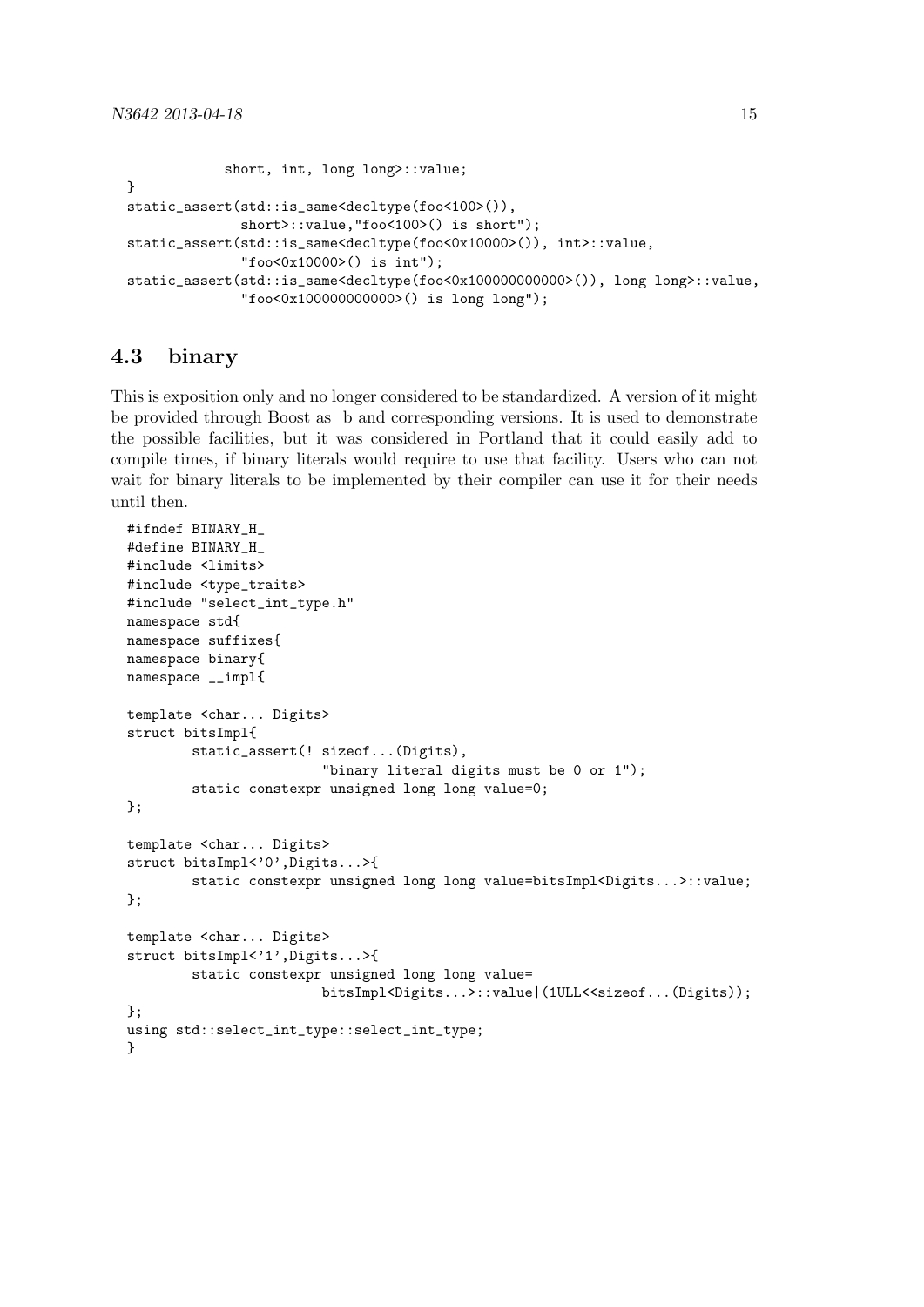```
            short, int, long long>::value;
}
static_assert(std::is_same<decltype(foo<100>()),
              short>::value,"foo<100>() is short");
static_assert(std::is_same<decltype(foo<0x10000>()), int>::value,
              "foo<0x10000>() is int");
static_assert(std::is_same<decltype(foo<0x100000000000>()), long long>::value,
              "foo<0x100000000000>() is long long");
```

## 4.3 binary

This is exposition only and no longer considered to be standardized. A version of it might be provided through Boost as _b and corresponding versions. It is used to demonstrate the possible facilities, but it was considered in Portland that it could easily add to compile times, if binary literals would require to use that facility. Users who can not wait for binary literals to be implemented by their compiler can use it for their needs until then.

```
#ifndef BINARY_H_
#define BINARY_H_
#include <limits>
#include <type_traits>
#include "select_int_type.h"
namespace std{
namespace suffixes{
namespace binary{
namespace __impl{

template <char... Digits>
struct bitsImpl{
        static_assert(! sizeof...(Digits),
                       "binary literal digits must be 0 or 1");
        static constexpr unsigned long long value=0;
};

template <char... Digits>
struct bitsImpl<'0',Digits...>{
        static constexpr unsigned long long value=bitsImpl<Digits...>::value;
};

template <char... Digits>
struct bitsImpl<'1',Digits...>{
        static constexpr unsigned long long value=
                       bitsImpl<Digits...>::value|(1ULL<<sizeof...(Digits));
};
using std::select_int_type::select_int_type;
}
```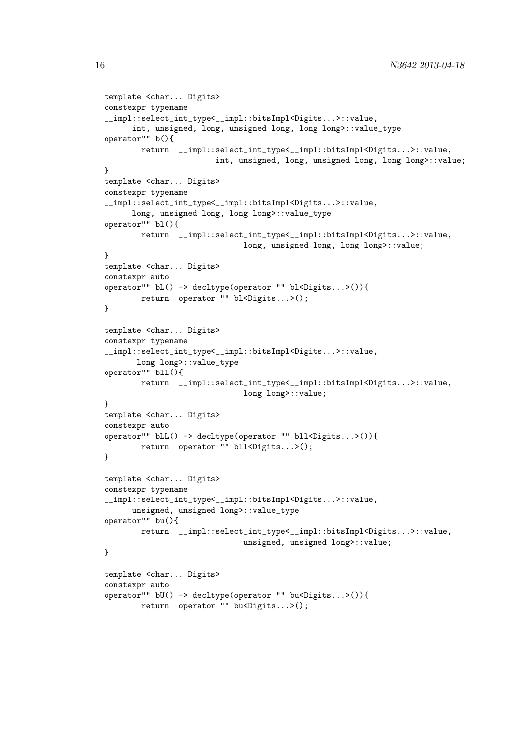```
template <char... Digits>
constexpr typename
__impl::select_int_type<__impl::bitsImpl<Digits...>::value,
      int, unsigned, long, unsigned long, long long>::value_type
operator"" b(){
        return  __impl::select_int_type<__impl::bitsImpl<Digits...>::value,
                        int, unsigned, long, unsigned long, long long>::value;
}
template <char... Digits>
constexpr typename
__impl::select_int_type<__impl::bitsImpl<Digits...>::value,
      long, unsigned long, long long>::value_type
operator"" bl(){
        return  __impl::select_int_type<__impl::bitsImpl<Digits...>::value,
                              long, unsigned long, long long>::value;
}
template <char... Digits>
constexpr auto
operator"" bL() -> decltype(operator "" bl<Digits...>()){
        return  operator "" bl<Digits...>();
}

template <char... Digits>
constexpr typename
__impl::select_int_type<__impl::bitsImpl<Digits...>::value,
       long long>::value_type
operator"" bll(){
        return  __impl::select_int_type<__impl::bitsImpl<Digits...>::value,
                              long long>::value;
}
template <char... Digits>
constexpr auto
operator"" bLL() -> decltype(operator "" bll<Digits...>()){
        return  operator "" bll<Digits...>();
}

template <char... Digits>
constexpr typename
__impl::select_int_type<__impl::bitsImpl<Digits...>::value,
      unsigned, unsigned long>::value_type
operator"" bu(){
        return  __impl::select_int_type<__impl::bitsImpl<Digits...>::value,
                              unsigned, unsigned long>::value;
}

template <char... Digits>
constexpr auto
operator"" bU() -> decltype(operator "" bu<Digits...>()){
        return  operator "" bu<Digits...>();
```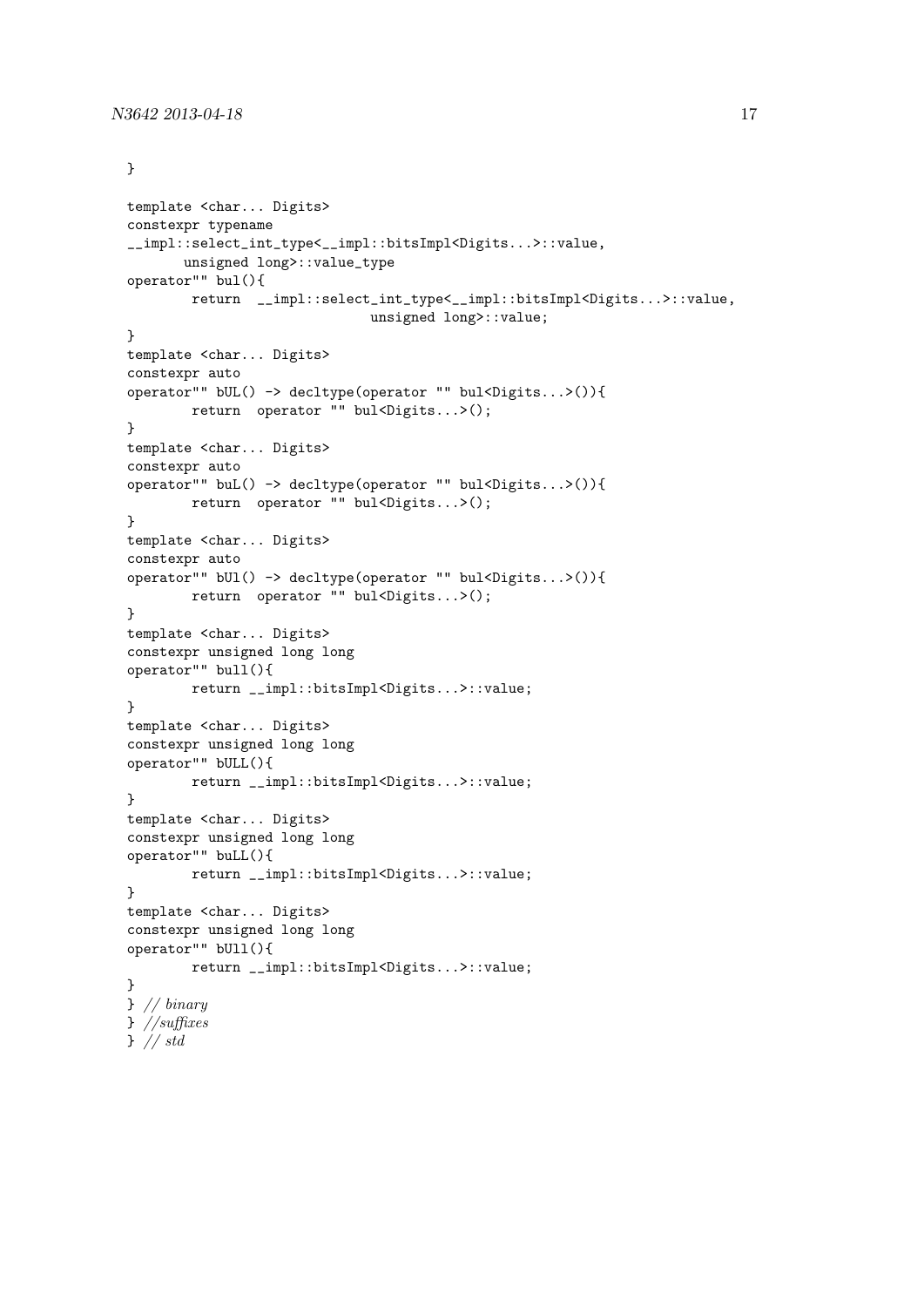```
}

template <char... Digits>
constexpr typename
__impl::select_int_type<__impl::bitsImpl<Digits...>::value,
        unsigned long>::value_type
operator"" bul(){
        return  __impl::select_int_type<__impl::bitsImpl<Digits...>::value,
                            unsigned long>::value;
}
template <char... Digits>
constexpr auto
operator"" bUL() -> decltype(operator "" bul<Digits...>()){
        return  operator "" bul<Digits...>();
}
template <char... Digits>
constexpr auto
operator"" buL() -> decltype(operator "" bul<Digits...>()){
        return  operator "" bul<Digits...>();
}
template <char... Digits>
constexpr auto
operator"" bUl() -> decltype(operator "" bul<Digits...>()){
        return  operator "" bul<Digits...>();
}
template <char... Digits>
constexpr unsigned long long
operator"" bull(){
        return __impl::bitsImpl<Digits...>::value;
}
template <char... Digits>
constexpr unsigned long long
operator"" bULL(){
        return __impl::bitsImpl<Digits...>::value;
}
template <char... Digits>
constexpr unsigned long long
operator"" buLL(){
        return __impl::bitsImpl<Digits...>::value;
}
template <char... Digits>
constexpr unsigned long long
operator"" bUll(){
        return __impl::bitsImpl<Digits...>::value;
}
} // binary
} //suffixes
} // std
```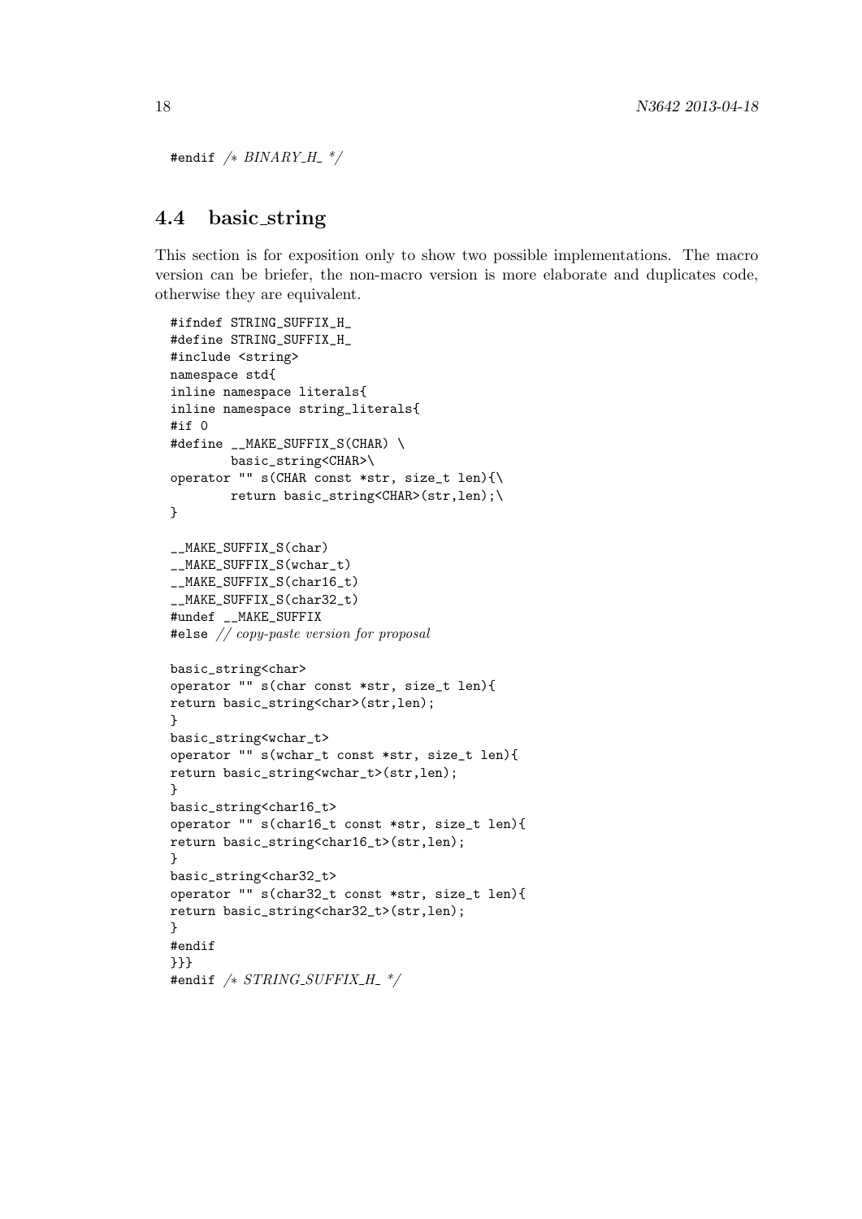```
#endif /* BINARY_H_ */
```

## 4.4 basic_string

This section is for exposition only to show two possible implementations. The macro version can be briefer, the non-macro version is more elaborate and duplicates code, otherwise they are equivalent.

```
#ifndef STRING_SUFFIX_H_
#define STRING_SUFFIX_H_
#include <string>
namespace std{
inline namespace literals{
inline namespace string_literals{
#if 0
#define __MAKE_SUFFIX_S(CHAR) \
        basic_string<CHAR>\
operator "" s(CHAR const *str, size_t len){\
        return basic_string<CHAR>(str,len);\
}

__MAKE_SUFFIX_S(char)
__MAKE_SUFFIX_S(wchar_t)
__MAKE_SUFFIX_S(char16_t)
__MAKE_SUFFIX_S(char32_t)
#undef __MAKE_SUFFIX
#else // copy-paste version for proposal

basic_string<char>
operator "" s(char const *str, size_t len){
return basic_string<char>(str,len);
}
basic_string<wchar_t>
operator "" s(wchar_t const *str, size_t len){
return basic_string<wchar_t>(str,len);
}
basic_string<char16_t>
operator "" s(char16_t const *str, size_t len){
return basic_string<char16_t>(str,len);
}
basic_string<char32_t>
operator "" s(char32_t const *str, size_t len){
return basic_string<char32_t>(str,len);
}
#endif
}}}
#endif /* STRING_SUFFIX_H_ */
```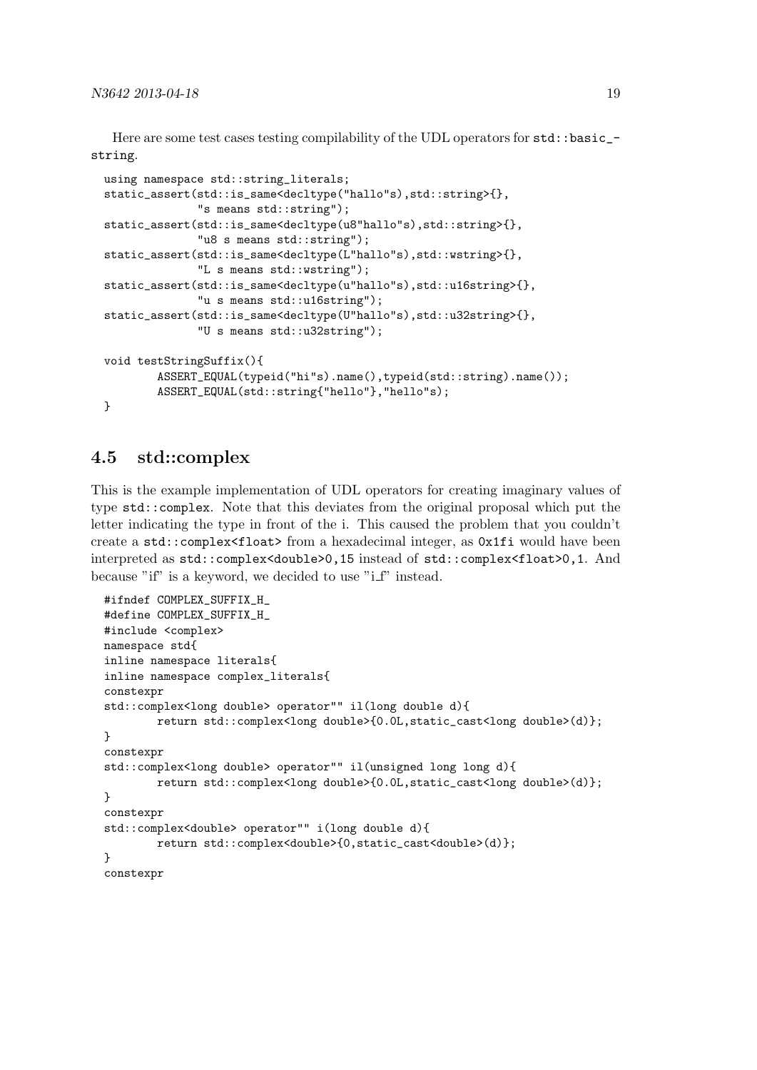Here are some test cases testing compilability of the UDL operators for `std::basic_string`.

```
using namespace std::string_literals;
static_assert(std::is_same<decltype("hallo"s),std::string>{},
              "s means std::string");
static_assert(std::is_same<decltype(u8"hallo"s),std::string>{},
              "u8 s means std::string");
static_assert(std::is_same<decltype(L"hallo"s),std::wstring>{},
              "L s means std::wstring");
static_assert(std::is_same<decltype(u"hallo"s),std::u16string>{},
              "u s means std::u16string");
static_assert(std::is_same<decltype(U"hallo"s),std::u32string>{},
              "U s means std::u32string");

void testStringSuffix(){
        ASSERT_EQUAL(typeid("hi"s).name(),typeid(std::string).name());
        ASSERT_EQUAL(std::string{"hello"},"hello"s);
}
```

## 4.5 std::complex

This is the example implementation of UDL operators for creating imaginary values of type `std::complex`. Note that this deviates from the original proposal which put the letter indicating the type in front of the i. This caused the problem that you couldn't create a `std::complex<float>` from a hexadecimal integer, as `0x1fi` would have been interpreted as `std::complex<double>0,15` instead of `std::complex<float>0,1`. And because "if" is a keyword, we decided to use "i_f" instead.

```
#ifndef COMPLEX_SUFFIX_H_
#define COMPLEX_SUFFIX_H_
#include <complex>
namespace std{
inline namespace literals{
inline namespace complex_literals{
constexpr
std::complex<long double> operator"" il(long double d){
        return std::complex<long double>{0.0L,static_cast<long double>(d)};
}
constexpr
std::complex<long double> operator"" il(unsigned long long d){
        return std::complex<long double>{0.0L,static_cast<long double>(d)};
}
constexpr
std::complex<double> operator"" i(long double d){
        return std::complex<double>{0,static_cast<double>(d)};
}
constexpr
```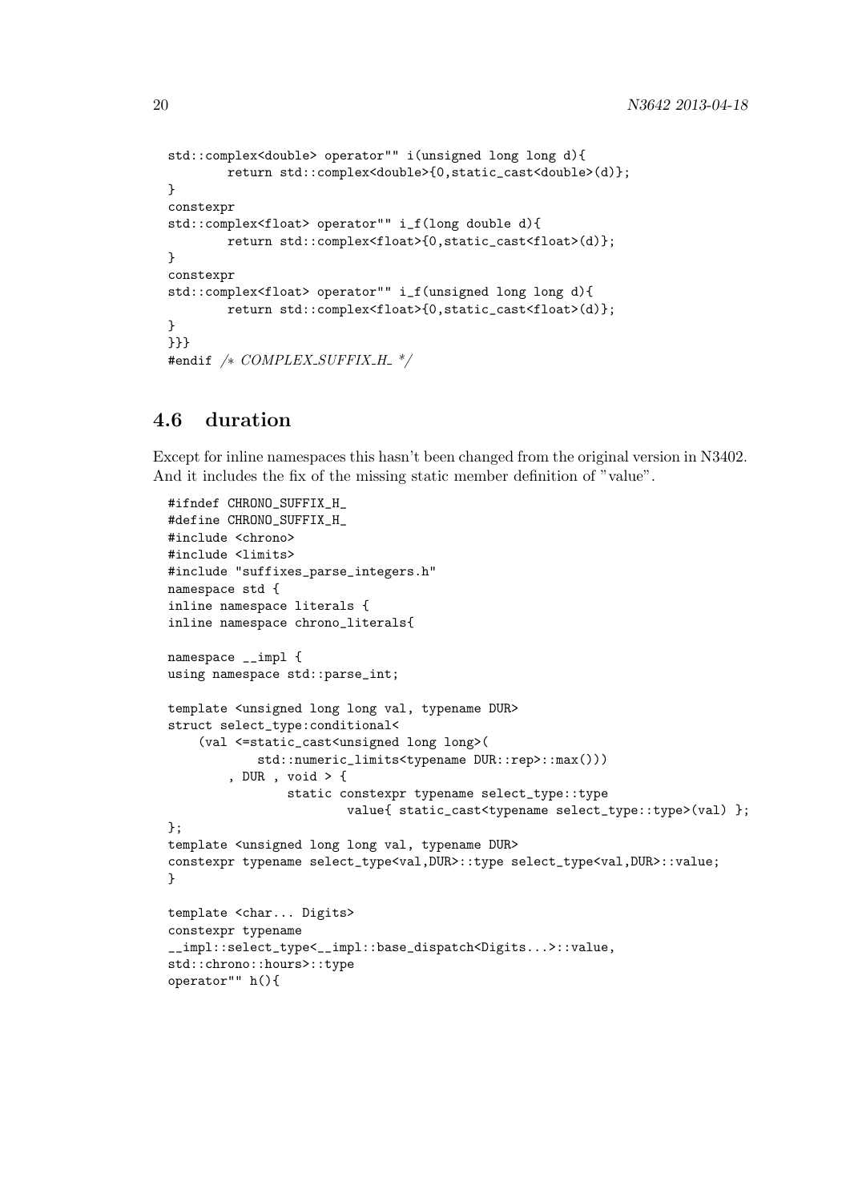```
std::complex<double> operator"" i(unsigned long long d){
        return std::complex<double>{0,static_cast<double>(d)};
}
constexpr
std::complex<float> operator"" i_f(long double d){
        return std::complex<float>{0,static_cast<float>(d)};
}
constexpr
std::complex<float> operator"" i_f(unsigned long long d){
        return std::complex<float>{0,static_cast<float>(d)};
}
}}}
#endif /* COMPLEX_SUFFIX_H_ */
```

## 4.6 duration

Except for inline namespaces this hasn't been changed from the original version in N3402. And it includes the fix of the missing static member definition of "value".

```
#ifndef CHRONO_SUFFIX_H_
#define CHRONO_SUFFIX_H_
#include <chrono>
#include <limits>
#include "suffixes_parse_integers.h"
namespace std {
inline namespace literals {
inline namespace chrono_literals{

namespace __impl {
using namespace std::parse_int;

template <unsigned long long val, typename DUR>
struct select_type:conditional<
    (val <=static_cast<unsigned long long>(
            std::numeric_limits<typename DUR::rep>::max()))
        , DUR , void > {
                static constexpr typename select_type::type
                        value{ static_cast<typename select_type::type>(val) };
};
template <unsigned long long val, typename DUR>
constexpr typename select_type<val,DUR>::type select_type<val,DUR>::value;
}

template <char... Digits>
constexpr typename
__impl::select_type<__impl::base_dispatch<Digits...>::value,
std::chrono::hours>::type
operator"" h(){
```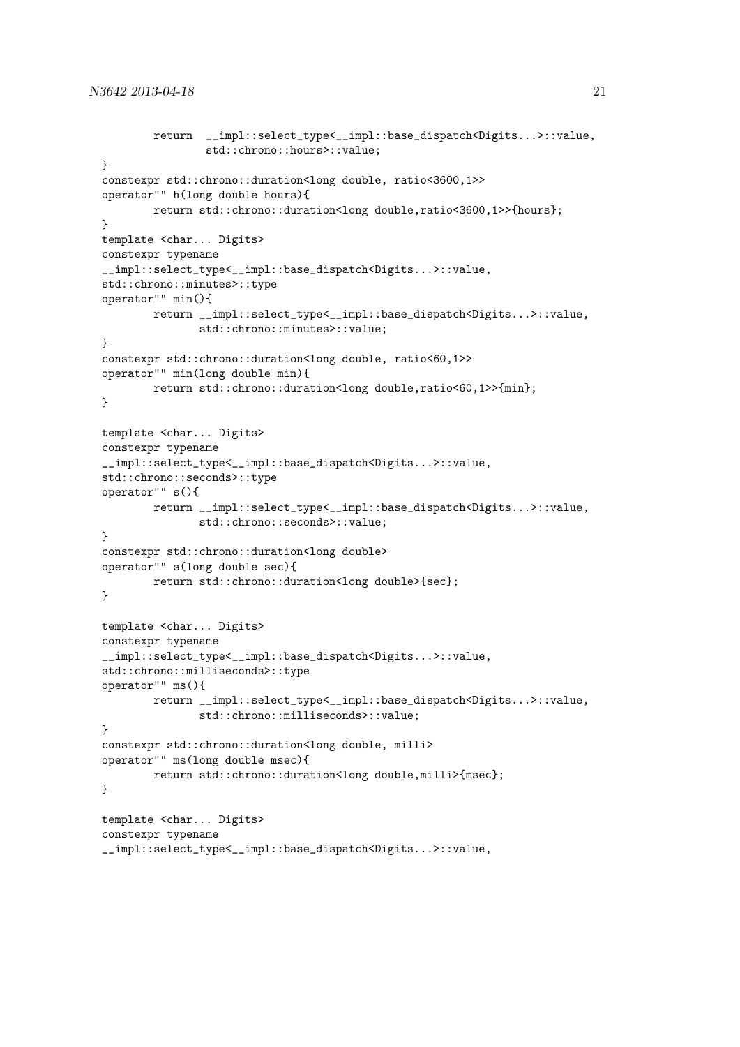```
        return  __impl::select_type<__impl::base_dispatch<Digits...>::value,
                std::chrono::hours>::value;
}
constexpr std::chrono::duration<long double, ratio<3600,1>>
operator"" h(long double hours){
        return std::chrono::duration<long double,ratio<3600,1>>{hours};
}
template <char... Digits>
constexpr typename
__impl::select_type<__impl::base_dispatch<Digits...>::value,
std::chrono::minutes>::type
operator"" min(){
        return __impl::select_type<__impl::base_dispatch<Digits...>::value,
               std::chrono::minutes>::value;
}
constexpr std::chrono::duration<long double, ratio<60,1>>
operator"" min(long double min){
        return std::chrono::duration<long double,ratio<60,1>>{min};
}

template <char... Digits>
constexpr typename
__impl::select_type<__impl::base_dispatch<Digits...>::value,
std::chrono::seconds>::type
operator"" s(){
        return __impl::select_type<__impl::base_dispatch<Digits...>::value,
               std::chrono::seconds>::value;
}
constexpr std::chrono::duration<long double>
operator"" s(long double sec){
        return std::chrono::duration<long double>{sec};
}

template <char... Digits>
constexpr typename
__impl::select_type<__impl::base_dispatch<Digits...>::value,
std::chrono::milliseconds>::type
operator"" ms(){
        return __impl::select_type<__impl::base_dispatch<Digits...>::value,
               std::chrono::milliseconds>::value;
}
constexpr std::chrono::duration<long double, milli>
operator"" ms(long double msec){
        return std::chrono::duration<long double,milli>{msec};
}

template <char... Digits>
constexpr typename
__impl::select_type<__impl::base_dispatch<Digits...>::value,
```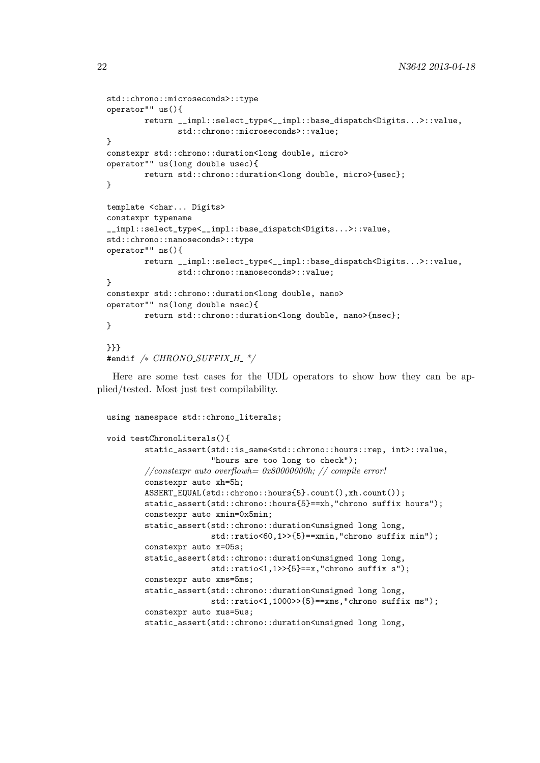```
std::chrono::microseconds>::type
operator"" us(){
        return __impl::select_type<__impl::base_dispatch<Digits...>::value,
               std::chrono::microseconds>::value;
}
constexpr std::chrono::duration<long double, micro>
operator"" us(long double usec){
        return std::chrono::duration<long double, micro>{usec};
}

template <char... Digits>
constexpr typename
__impl::select_type<__impl::base_dispatch<Digits...>::value,
std::chrono::nanoseconds>::type
operator"" ns(){
        return __impl::select_type<__impl::base_dispatch<Digits...>::value,
               std::chrono::nanoseconds>::value;
}
constexpr std::chrono::duration<long double, nano>
operator"" ns(long double nsec){
        return std::chrono::duration<long double, nano>{nsec};
}

}}}
#endif /* CHRONO_SUFFIX_H_ */
```

Here are some test cases for the UDL operators to show how they can be applied/tested. Most just test compilability.

```
using namespace std::chrono_literals;

void testChronoLiterals(){
        static_assert(std::is_same<std::chrono::hours::rep, int>::value,
                      "hours are too long to check");
        //constexpr auto overflowh= 0x80000000h; // compile error!
        constexpr auto xh=5h;
        ASSERT_EQUAL(std::chrono::hours{5}.count(),xh.count());
        static_assert(std::chrono::hours{5}==xh,"chrono suffix hours");
        constexpr auto xmin=0x5min;
        static_assert(std::chrono::duration<unsigned long long,
                      std::ratio<60,1>>{5}==xmin,"chrono suffix min");
        constexpr auto x=05s;
        static_assert(std::chrono::duration<unsigned long long,
                      std::ratio<1,1>>{5}==x,"chrono suffix s");
        constexpr auto xms=5ms;
        static_assert(std::chrono::duration<unsigned long long,
                      std::ratio<1,1000>>{5}==xms,"chrono suffix ms");
        constexpr auto xus=5us;
        static_assert(std::chrono::duration<unsigned long long,
```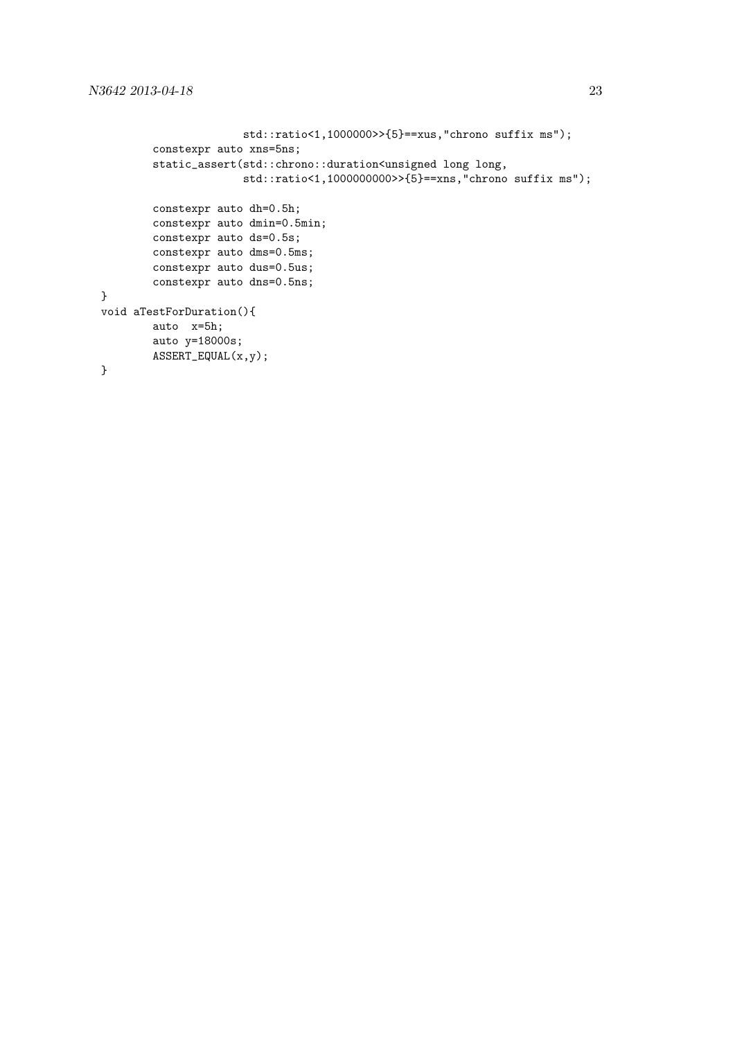```
                        std::ratio<1,1000000>>{5}==xus,"chrono suffix ms");
        constexpr auto xns=5ns;
        static_assert(std::chrono::duration<unsigned long long,
                        std::ratio<1,1000000000>>{5}==xns,"chrono suffix ms");

        constexpr auto dh=0.5h;
        constexpr auto dmin=0.5min;
        constexpr auto ds=0.5s;
        constexpr auto dms=0.5ms;
        constexpr auto dus=0.5us;
        constexpr auto dns=0.5ns;
}
void aTestForDuration(){
        auto  x=5h;
        auto y=18000s;
        ASSERT_EQUAL(x,y);
}
```